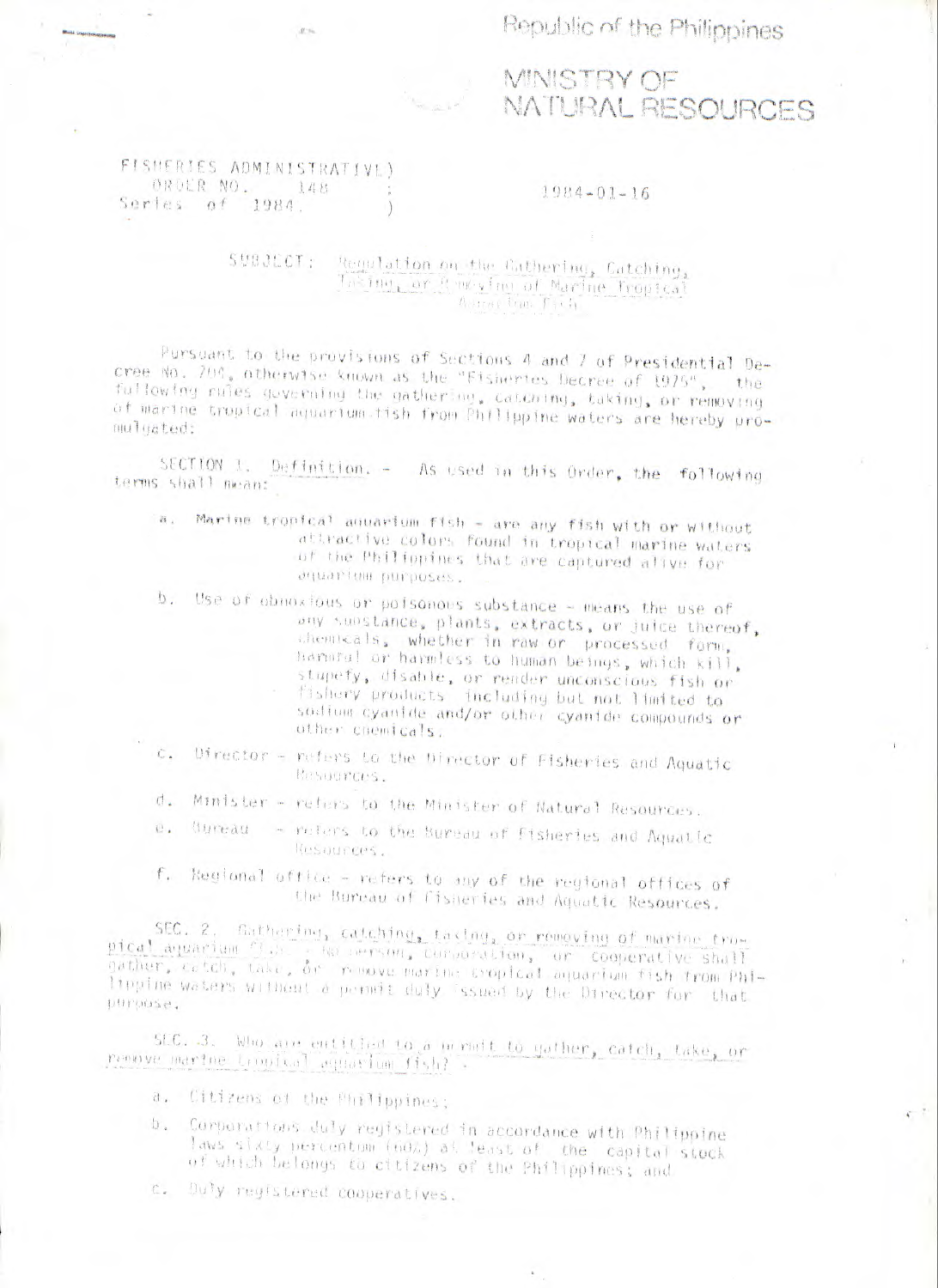Republic of the Philippines

MINISTRY OF
NATURAL RESOURCES

FISHERIES ADMINISTRATIVE ORDER NO. 148
Series of 1984.

1984-01-16

SUBJECT: Regulation on the Gathering, Catching, Taking, or Removing of Marine Tropical Aquarium Fish

Pursuant to the provisions of Sections 4 and 7 of Presidential Decree No. 704, otherwise known as the "Fisheries Decree of 1975", the following rules governing the gathering, catching, taking, or removing of marine tropical aquarium fish from Philippine waters are hereby promulgated:

SECTION 1. Definition. - As used in this Order, the following terms shall mean:

a. Marine tropical aquarium fish - are any fish with or without attractive colors found in tropical marine waters of the Philippines that are captured alive for aquarium purposes.

b. Use of obnoxious or poisonous substance - means the use of any substance, plants, extracts, or juice thereof, chemicals, whether in raw or processed form, harmful or harmless to human beings, which kill, stupefy, disable, or render unconscious fish or fishery products including but not limited to sodium cyanide and/or other cyanide compounds or other chemicals.

c. Director - refers to the Director of Fisheries and Aquatic Resources.

d. Minister - refers to the Minister of Natural Resources.

e. Bureau - refers to the Bureau of Fisheries and Aquatic Resources.

f. Regional office - refers to any of the regional offices of the Bureau of Fisheries and Aquatic Resources.

SEC. 2. Gathering, catching, taking, or removing of marine tropical aquarium fish. - No person, corporation, or cooperative shall gather, catch, take, or remove marine tropical aquarium fish from Philippine waters without a permit duly issued by the Director for that purpose.

SEC. 3. Who are entitled to a permit to gather, catch, take, or remove marine tropical aquarium fish? -

a. Citizens of the Philippines;

b. Corporations duly registered in accordance with Philippine laws sixty percentum (60%) at least of the capital stock of which belongs to citizens of the Philippines; and

c. Duly registered cooperatives.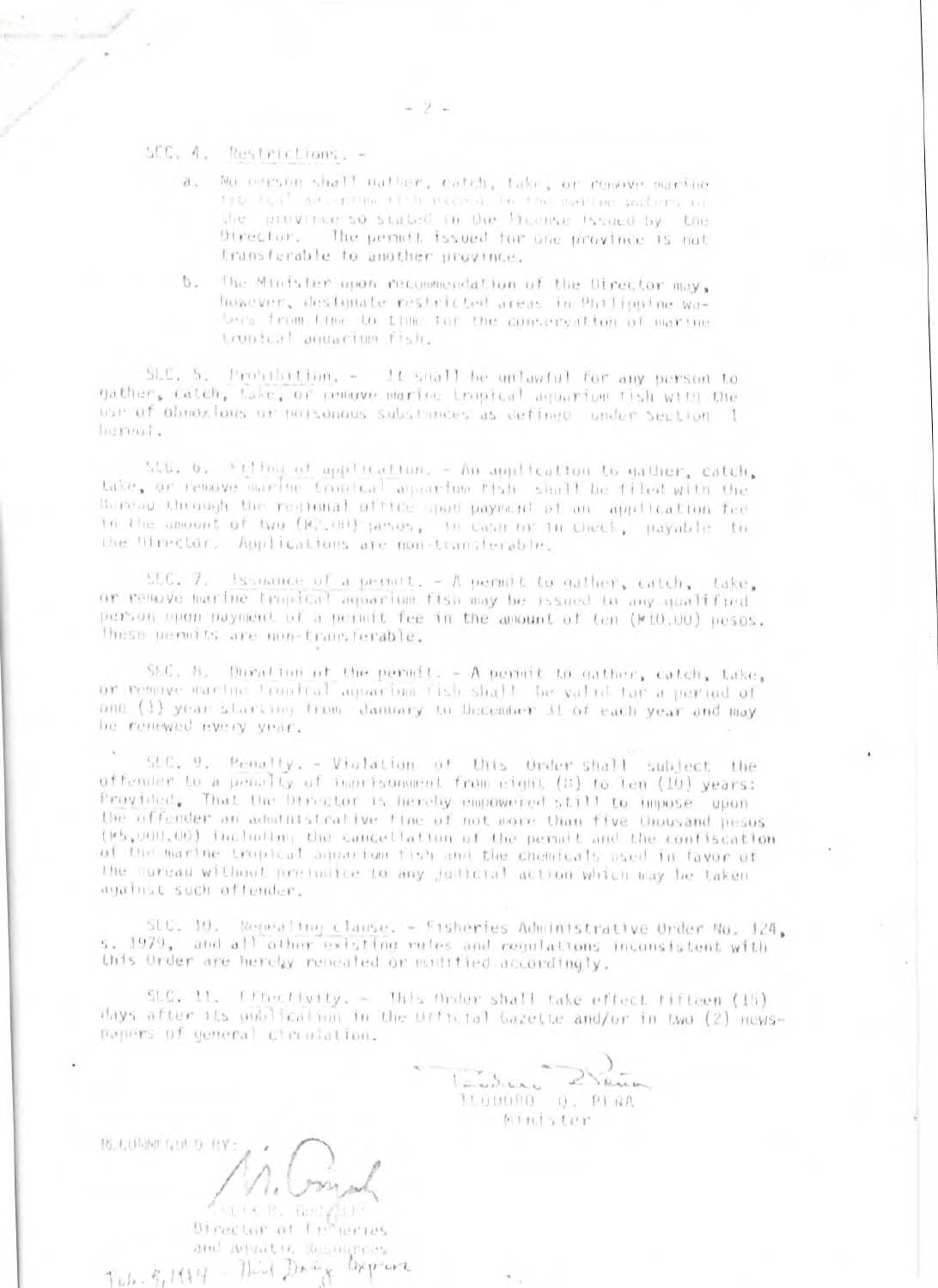SEC. 4. Restrictions. -

a. No person shall gather, catch, take, or remove marine tropical aquarium fish except in the marine waters of the province so stated in the license issued by the Director. The permit issued for one province is not transferable to another province.

b. The Minister upon recommendation of the Director may, however, designate restricted areas in Philippine waters from time to time for the conservation of marine tropical aquarium fish.

SEC. 5. Prohibition. - It shall be unlawful for any person to gather, catch, take, or remove marine tropical aquarium fish with the use of obnoxious or poisonous substances as defined under Section 1 hereof.

SEC. 6. Filing of application. - An application to gather, catch, take, or remove marine tropical aquarium fish shall be filed with the Bureau through the regional office upon payment of an application fee in the amount of two (₱2.00) pesos, in cash or in check, payable to the Director. Applications are non-transferable.

SEC. 7. Issuance of a permit. - A permit to gather, catch, take, or remove marine tropical aquarium fish may be issued to any qualified person upon payment of a permit fee in the amount of ten (₱10.00) pesos. These permits are non-transferable.

SEC. 8. Duration of the permit. - A permit to gather, catch, take, or remove marine tropical aquarium fish shall be valid for a period of one (1) year starting from January to December 31 of each year and may be renewed every year.

SEC. 9. Penalty. - Violation of this Order shall subject the offender to a penalty of imprisonment from eight (8) to ten (10) years: Provided, That the Director is hereby empowered still to impose upon the offender an administrative fine of not more than five thousand pesos (₱5,000.00) including the cancellation of the permit and the confiscation of the marine tropical aquarium fish and the chemicals used in favor of the Bureau without prejudice to any judicial action which may be taken against such offender.

SEC. 10. Repealing clause. - Fisheries Administrative Order No. 124, s. 1979, and all other existing rules and regulations inconsistent with this Order are hereby repealed or modified accordingly.

SEC. 11. Effectivity. - This Order shall take effect fifteen (15) days after its publication in the Official Gazette and/or in two (2) newspapers of general circulation.

TEODORO Q. PEÑA
Minister

RECOMMENDED BY:

FELIX R. GONZALES
Director of Fisheries
and Aquatic Resources

Feb. 9, 1984 - Third Daily Express